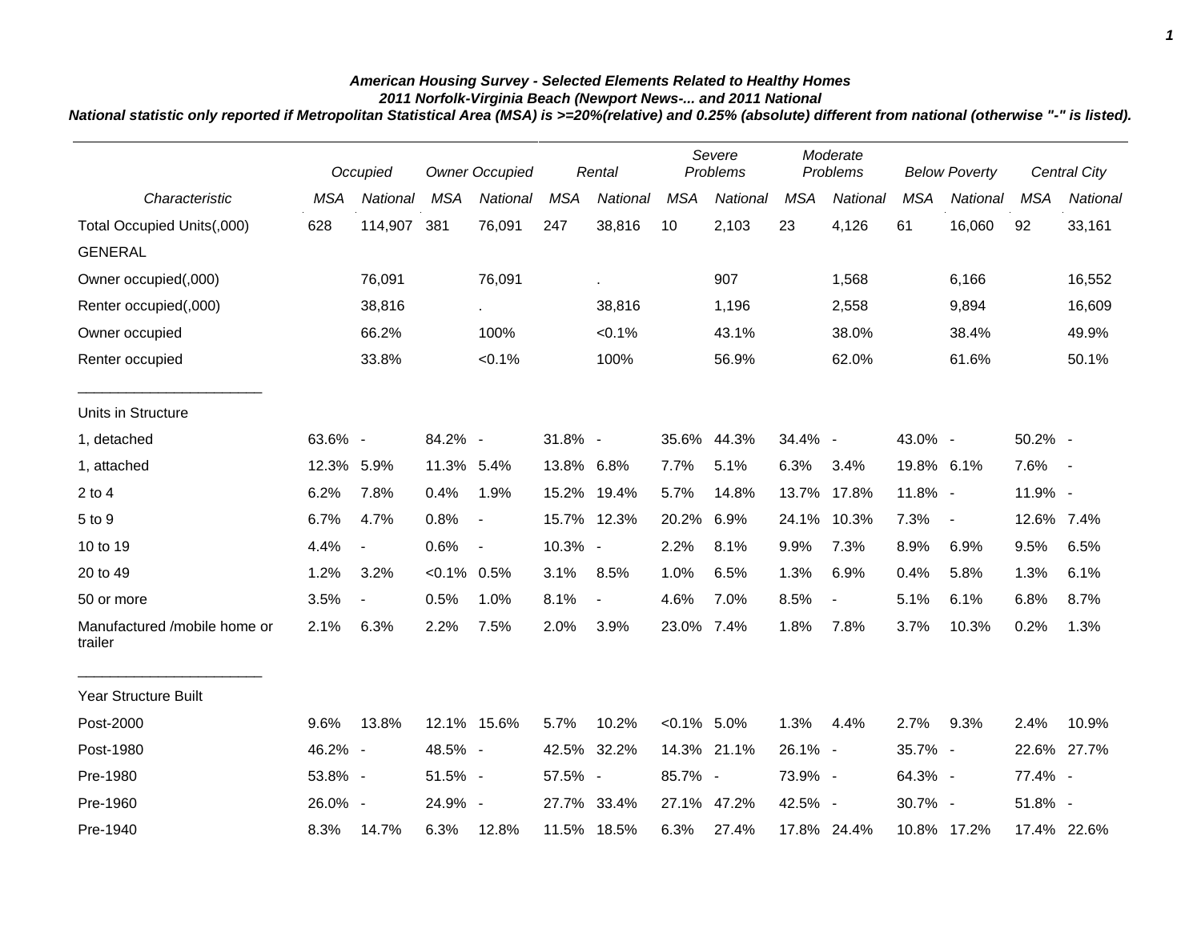***American Housing Survey - Selected Elements Related to Healthy Homes***
***2011 Norfolk-Virginia Beach (Newport News-... and 2011 National***
***National statistic only reported if Metropolitan Statistical Area (MSA) is >=20%(relative) and 0.25% (absolute) different from national (otherwise "-" is listed).***

| | *Occupied* | | *Owner Occupied* | | *Rental* | | *Severe Problems* | | *Moderate Problems* | | *Below Poverty* | | *Central City* | |
|---|---|---|---|---|---|---|---|---|---|---|---|---|---|---|
| *Characteristic* | *MSA* | *National* | *MSA* | *National* | *MSA* | *National* | *MSA* | *National* | *MSA* | *National* | *MSA* | *National* | *MSA* | *National* |
| Total Occupied Units(,000) | 628 | 114,907 | 381 | 76,091 | 247 | 38,816 | 10 | 2,103 | 23 | 4,126 | 61 | 16,060 | 92 | 33,161 |
| GENERAL | | | | | | | | | | | | | | |
| Owner occupied(,000) | | 76,091 | | 76,091 | | . | | 907 | | 1,568 | | 6,166 | | 16,552 |
| Renter occupied(,000) | | 38,816 | | . | | 38,816 | | 1,196 | | 2,558 | | 9,894 | | 16,609 |
| Owner occupied | | 66.2% | | 100% | | <0.1% | | 43.1% | | 38.0% | | 38.4% | | 49.9% |
| Renter occupied | | 33.8% | | <0.1% | | 100% | | 56.9% | | 62.0% | | 61.6% | | 50.1% |
| Units in Structure | | | | | | | | | | | | | | |
| 1, detached | 63.6% | - | 84.2% | - | 31.8% | - | 35.6% | 44.3% | 34.4% | - | 43.0% | - | 50.2% | - |
| 1, attached | 12.3% | 5.9% | 11.3% | 5.4% | 13.8% | 6.8% | 7.7% | 5.1% | 6.3% | 3.4% | 19.8% | 6.1% | 7.6% | - |
| 2 to 4 | 6.2% | 7.8% | 0.4% | 1.9% | 15.2% | 19.4% | 5.7% | 14.8% | 13.7% | 17.8% | 11.8% | - | 11.9% | - |
| 5 to 9 | 6.7% | 4.7% | 0.8% | - | 15.7% | 12.3% | 20.2% | 6.9% | 24.1% | 10.3% | 7.3% | - | 12.6% | 7.4% |
| 10 to 19 | 4.4% | - | 0.6% | - | 10.3% | - | 2.2% | 8.1% | 9.9% | 7.3% | 8.9% | 6.9% | 9.5% | 6.5% |
| 20 to 49 | 1.2% | 3.2% | <0.1% | 0.5% | 3.1% | 8.5% | 1.0% | 6.5% | 1.3% | 6.9% | 0.4% | 5.8% | 1.3% | 6.1% |
| 50 or more | 3.5% | - | 0.5% | 1.0% | 8.1% | - | 4.6% | 7.0% | 8.5% | - | 5.1% | 6.1% | 6.8% | 8.7% |
| Manufactured /mobile home or trailer | 2.1% | 6.3% | 2.2% | 7.5% | 2.0% | 3.9% | 23.0% | 7.4% | 1.8% | 7.8% | 3.7% | 10.3% | 0.2% | 1.3% |
| Year Structure Built | | | | | | | | | | | | | | |
| Post-2000 | 9.6% | 13.8% | 12.1% | 15.6% | 5.7% | 10.2% | <0.1% | 5.0% | 1.3% | 4.4% | 2.7% | 9.3% | 2.4% | 10.9% |
| Post-1980 | 46.2% | - | 48.5% | - | 42.5% | 32.2% | 14.3% | 21.1% | 26.1% | - | 35.7% | - | 22.6% | 27.7% |
| Pre-1980 | 53.8% | - | 51.5% | - | 57.5% | - | 85.7% | - | 73.9% | - | 64.3% | - | 77.4% | - |
| Pre-1960 | 26.0% | - | 24.9% | - | 27.7% | 33.4% | 27.1% | 47.2% | 42.5% | - | 30.7% | - | 51.8% | - |
| Pre-1940 | 8.3% | 14.7% | 6.3% | 12.8% | 11.5% | 18.5% | 6.3% | 27.4% | 17.8% | 24.4% | 10.8% | 17.2% | 17.4% | 22.6% |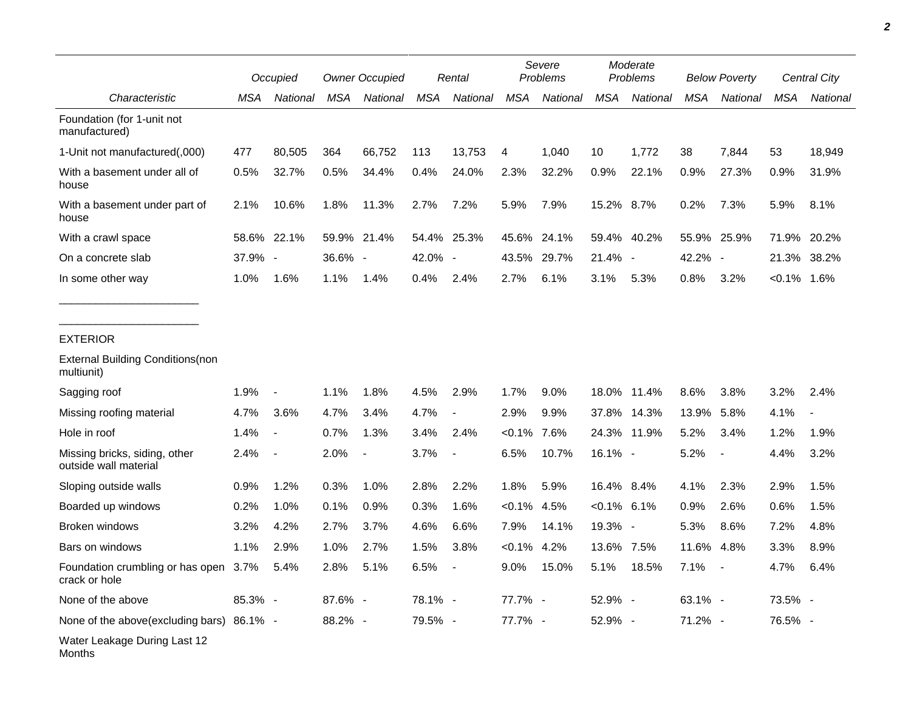| Characteristic | Occupied | | Owner Occupied | | Rental | | Severe Problems | | Moderate Problems | | Below Poverty | | Central City | |
|---|---|---|---|---|---|---|---|---|---|---|---|---|---|---|
| | MSA | National | MSA | National | MSA | National | MSA | National | MSA | National | MSA | National | MSA | National |
| Foundation (for 1-unit not manufactured) | | | | | | | | | | | | | | |
| 1-Unit not manufactured(,000) | 477 | 80,505 | 364 | 66,752 | 113 | 13,753 | 4 | 1,040 | 10 | 1,772 | 38 | 7,844 | 53 | 18,949 |
| With a basement under all of house | 0.5% | 32.7% | 0.5% | 34.4% | 0.4% | 24.0% | 2.3% | 32.2% | 0.9% | 22.1% | 0.9% | 27.3% | 0.9% | 31.9% |
| With a basement under part of house | 2.1% | 10.6% | 1.8% | 11.3% | 2.7% | 7.2% | 5.9% | 7.9% | 15.2% | 8.7% | 0.2% | 7.3% | 5.9% | 8.1% |
| With a crawl space | 58.6% | 22.1% | 59.9% | 21.4% | 54.4% | 25.3% | 45.6% | 24.1% | 59.4% | 40.2% | 55.9% | 25.9% | 71.9% | 20.2% |
| On a concrete slab | 37.9% | - | 36.6% | - | 42.0% | - | 43.5% | 29.7% | 21.4% | - | 42.2% | - | 21.3% | 38.2% |
| In some other way | 1.0% | 1.6% | 1.1% | 1.4% | 0.4% | 2.4% | 2.7% | 6.1% | 3.1% | 5.3% | 0.8% | 3.2% | <0.1% | 1.6% |
| _______________________ | | | | | | | | | | | | | | |
| _______________________ | | | | | | | | | | | | | | |
| EXTERIOR | | | | | | | | | | | | | | |
| External Building Conditions(non multiunit) | | | | | | | | | | | | | | |
| Sagging roof | 1.9% | - | 1.1% | 1.8% | 4.5% | 2.9% | 1.7% | 9.0% | 18.0% | 11.4% | 8.6% | 3.8% | 3.2% | 2.4% |
| Missing roofing material | 4.7% | 3.6% | 4.7% | 3.4% | 4.7% | - | 2.9% | 9.9% | 37.8% | 14.3% | 13.9% | 5.8% | 4.1% | - |
| Hole in roof | 1.4% | - | 0.7% | 1.3% | 3.4% | 2.4% | <0.1% | 7.6% | 24.3% | 11.9% | 5.2% | 3.4% | 1.2% | 1.9% |
| Missing bricks, siding, other outside wall material | 2.4% | - | 2.0% | - | 3.7% | - | 6.5% | 10.7% | 16.1% | - | 5.2% | - | 4.4% | 3.2% |
| Sloping outside walls | 0.9% | 1.2% | 0.3% | 1.0% | 2.8% | 2.2% | 1.8% | 5.9% | 16.4% | 8.4% | 4.1% | 2.3% | 2.9% | 1.5% |
| Boarded up windows | 0.2% | 1.0% | 0.1% | 0.9% | 0.3% | 1.6% | <0.1% | 4.5% | <0.1% | 6.1% | 0.9% | 2.6% | 0.6% | 1.5% |
| Broken windows | 3.2% | 4.2% | 2.7% | 3.7% | 4.6% | 6.6% | 7.9% | 14.1% | 19.3% | - | 5.3% | 8.6% | 7.2% | 4.8% |
| Bars on windows | 1.1% | 2.9% | 1.0% | 2.7% | 1.5% | 3.8% | <0.1% | 4.2% | 13.6% | 7.5% | 11.6% | 4.8% | 3.3% | 8.9% |
| Foundation crumbling or has open crack or hole | 3.7% | 5.4% | 2.8% | 5.1% | 6.5% | - | 9.0% | 15.0% | 5.1% | 18.5% | 7.1% | - | 4.7% | 6.4% |
| None of the above | 85.3% | - | 87.6% | - | 78.1% | - | 77.7% | - | 52.9% | - | 63.1% | - | 73.5% | - |
| None of the above(excluding bars) | 86.1% | - | 88.2% | - | 79.5% | - | 77.7% | - | 52.9% | - | 71.2% | - | 76.5% | - |
| Water Leakage During Last 12 Months | | | | | | | | | | | | | | |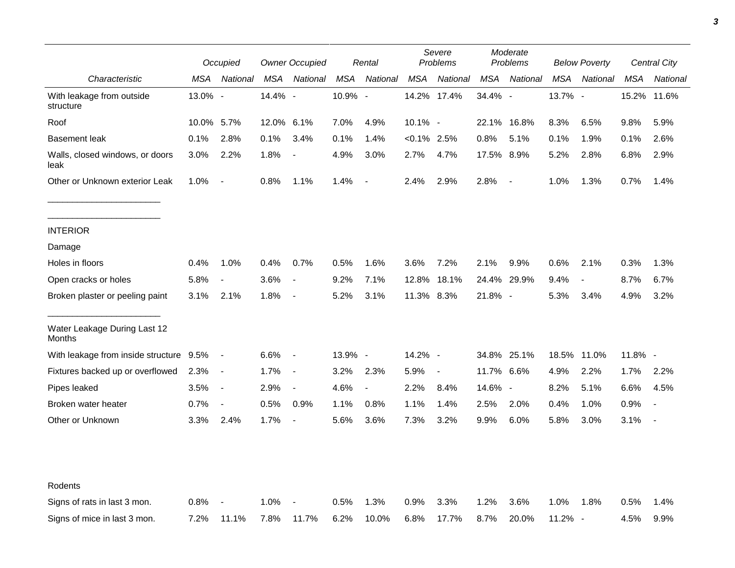| Characteristic | Occupied | | Owner Occupied | | Rental | | Severe Problems | | Moderate Problems | | Below Poverty | | Central City | |
|---|---|---|---|---|---|---|---|---|---|---|---|---|---|---|
| | MSA | National | MSA | National | MSA | National | MSA | National | MSA | National | MSA | National | MSA | National |
| With leakage from outside structure | 13.0% | - | 14.4% | - | 10.9% | - | 14.2% | 17.4% | 34.4% | - | 13.7% | - | 15.2% | 11.6% |
| Roof | 10.0% | 5.7% | 12.0% | 6.1% | 7.0% | 4.9% | 10.1% | - | 22.1% | 16.8% | 8.3% | 6.5% | 9.8% | 5.9% |
| Basement leak | 0.1% | 2.8% | 0.1% | 3.4% | 0.1% | 1.4% | <0.1% | 2.5% | 0.8% | 5.1% | 0.1% | 1.9% | 0.1% | 2.6% |
| Walls, closed windows, or doors leak | 3.0% | 2.2% | 1.8% | - | 4.9% | 3.0% | 2.7% | 4.7% | 17.5% | 8.9% | 5.2% | 2.8% | 6.8% | 2.9% |
| Other or Unknown exterior Leak | 1.0% | - | 0.8% | 1.1% | 1.4% | - | 2.4% | 2.9% | 2.8% | - | 1.0% | 1.3% | 0.7% | 1.4% |
| INTERIOR | | | | | | | | | | | | | | |
| Damage | | | | | | | | | | | | | | |
| Holes in floors | 0.4% | 1.0% | 0.4% | 0.7% | 0.5% | 1.6% | 3.6% | 7.2% | 2.1% | 9.9% | 0.6% | 2.1% | 0.3% | 1.3% |
| Open cracks or holes | 5.8% | - | 3.6% | - | 9.2% | 7.1% | 12.8% | 18.1% | 24.4% | 29.9% | 9.4% | - | 8.7% | 6.7% |
| Broken plaster or peeling paint | 3.1% | 2.1% | 1.8% | - | 5.2% | 3.1% | 11.3% | 8.3% | 21.8% | - | 5.3% | 3.4% | 4.9% | 3.2% |
| Water Leakage During Last 12 Months | | | | | | | | | | | | | | |
| With leakage from inside structure | 9.5% | - | 6.6% | - | 13.9% | - | 14.2% | - | 34.8% | 25.1% | 18.5% | 11.0% | 11.8% | - |
| Fixtures backed up or overflowed | 2.3% | - | 1.7% | - | 3.2% | 2.3% | 5.9% | - | 11.7% | 6.6% | 4.9% | 2.2% | 1.7% | 2.2% |
| Pipes leaked | 3.5% | - | 2.9% | - | 4.6% | - | 2.2% | 8.4% | 14.6% | - | 8.2% | 5.1% | 6.6% | 4.5% |
| Broken water heater | 0.7% | - | 0.5% | 0.9% | 1.1% | 0.8% | 1.1% | 1.4% | 2.5% | 2.0% | 0.4% | 1.0% | 0.9% | - |
| Other or Unknown | 3.3% | 2.4% | 1.7% | - | 5.6% | 3.6% | 7.3% | 3.2% | 9.9% | 6.0% | 5.8% | 3.0% | 3.1% | - |
| Rodents | | | | | | | | | | | | | | |
| Signs of rats in last 3 mon. | 0.8% | - | 1.0% | - | 0.5% | 1.3% | 0.9% | 3.3% | 1.2% | 3.6% | 1.0% | 1.8% | 0.5% | 1.4% |
| Signs of mice in last 3 mon. | 7.2% | 11.1% | 7.8% | 11.7% | 6.2% | 10.0% | 6.8% | 17.7% | 8.7% | 20.0% | 11.2% | - | 4.5% | 9.9% |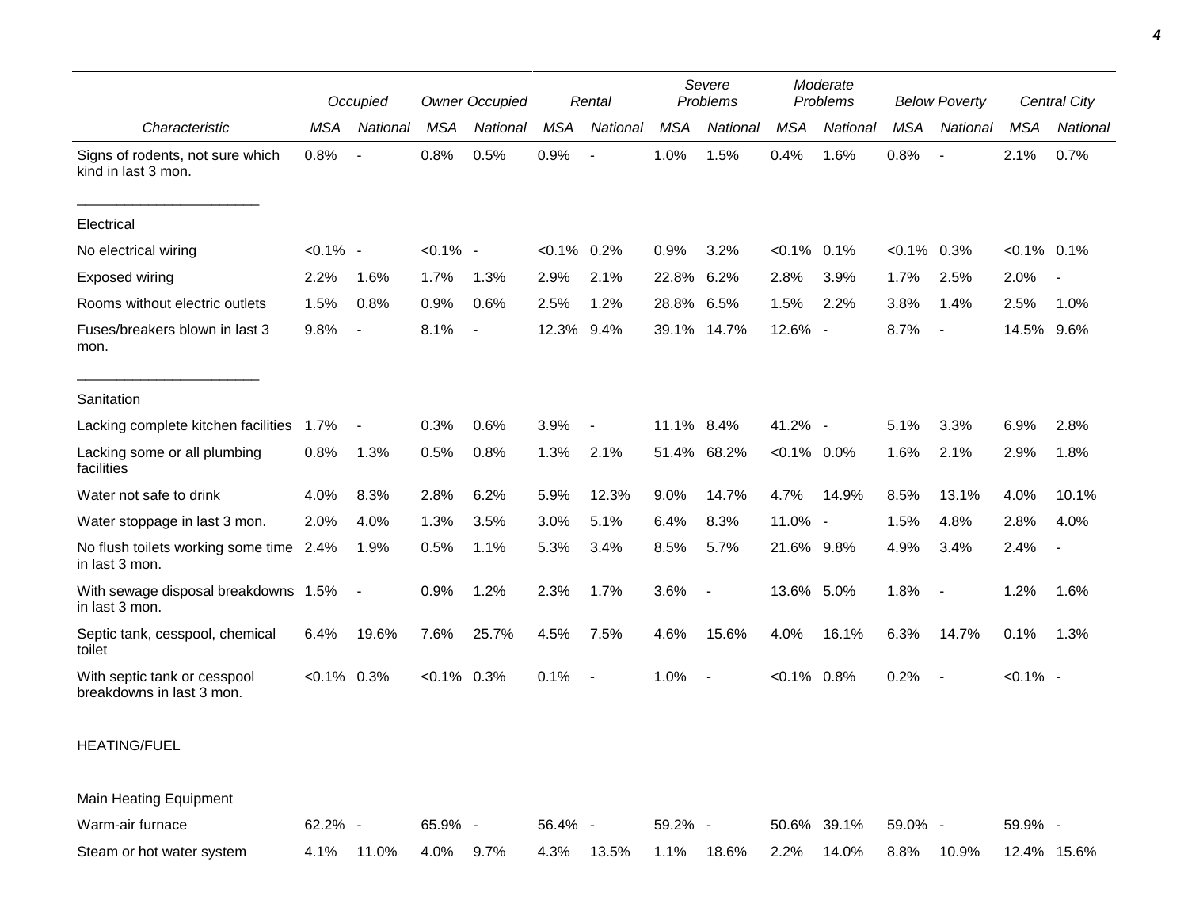| Characteristic | Occupied | | Owner Occupied | | Rental | | Severe Problems | | Moderate Problems | | Below Poverty | | Central City | |
|---|---|---|---|---|---|---|---|---|---|---|---|---|---|---|
| | MSA | National | MSA | National | MSA | National | MSA | National | MSA | National | MSA | National | MSA | National |
| Signs of rodents, not sure which kind in last 3 mon. | 0.8% | - | 0.8% | 0.5% | 0.9% | - | 1.0% | 1.5% | 0.4% | 1.6% | 0.8% | - | 2.1% | 0.7% |
| Electrical | | | | | | | | | | | | | | |
| No electrical wiring | <0.1% | - | <0.1% | - | <0.1% | 0.2% | 0.9% | 3.2% | <0.1% | 0.1% | <0.1% | 0.3% | <0.1% | 0.1% |
| Exposed wiring | 2.2% | 1.6% | 1.7% | 1.3% | 2.9% | 2.1% | 22.8% | 6.2% | 2.8% | 3.9% | 1.7% | 2.5% | 2.0% | - |
| Rooms without electric outlets | 1.5% | 0.8% | 0.9% | 0.6% | 2.5% | 1.2% | 28.8% | 6.5% | 1.5% | 2.2% | 3.8% | 1.4% | 2.5% | 1.0% |
| Fuses/breakers blown in last 3 mon. | 9.8% | - | 8.1% | - | 12.3% | 9.4% | 39.1% | 14.7% | 12.6% | - | 8.7% | - | 14.5% | 9.6% |
| Sanitation | | | | | | | | | | | | | | |
| Lacking complete kitchen facilities | 1.7% | - | 0.3% | 0.6% | 3.9% | - | 11.1% | 8.4% | 41.2% | - | 5.1% | 3.3% | 6.9% | 2.8% |
| Lacking some or all plumbing facilities | 0.8% | 1.3% | 0.5% | 0.8% | 1.3% | 2.1% | 51.4% | 68.2% | <0.1% | 0.0% | 1.6% | 2.1% | 2.9% | 1.8% |
| Water not safe to drink | 4.0% | 8.3% | 2.8% | 6.2% | 5.9% | 12.3% | 9.0% | 14.7% | 4.7% | 14.9% | 8.5% | 13.1% | 4.0% | 10.1% |
| Water stoppage in last 3 mon. | 2.0% | 4.0% | 1.3% | 3.5% | 3.0% | 5.1% | 6.4% | 8.3% | 11.0% | - | 1.5% | 4.8% | 2.8% | 4.0% |
| No flush toilets working some time in last 3 mon. | 2.4% | 1.9% | 0.5% | 1.1% | 5.3% | 3.4% | 8.5% | 5.7% | 21.6% | 9.8% | 4.9% | 3.4% | 2.4% | - |
| With sewage disposal breakdowns in last 3 mon. | 1.5% | - | 0.9% | 1.2% | 2.3% | 1.7% | 3.6% | - | 13.6% | 5.0% | 1.8% | - | 1.2% | 1.6% |
| Septic tank, cesspool, chemical toilet | 6.4% | 19.6% | 7.6% | 25.7% | 4.5% | 7.5% | 4.6% | 15.6% | 4.0% | 16.1% | 6.3% | 14.7% | 0.1% | 1.3% |
| With septic tank or cesspool breakdowns in last 3 mon. | <0.1% | 0.3% | <0.1% | 0.3% | 0.1% | - | 1.0% | - | <0.1% | 0.8% | 0.2% | - | <0.1% | - |
| HEATING/FUEL | | | | | | | | | | | | | | |
| Main Heating Equipment | | | | | | | | | | | | | | |
| Warm-air furnace | 62.2% | - | 65.9% | - | 56.4% | - | 59.2% | - | 50.6% | 39.1% | 59.0% | - | 59.9% | - |
| Steam or hot water system | 4.1% | 11.0% | 4.0% | 9.7% | 4.3% | 13.5% | 1.1% | 18.6% | 2.2% | 14.0% | 8.8% | 10.9% | 12.4% | 15.6% |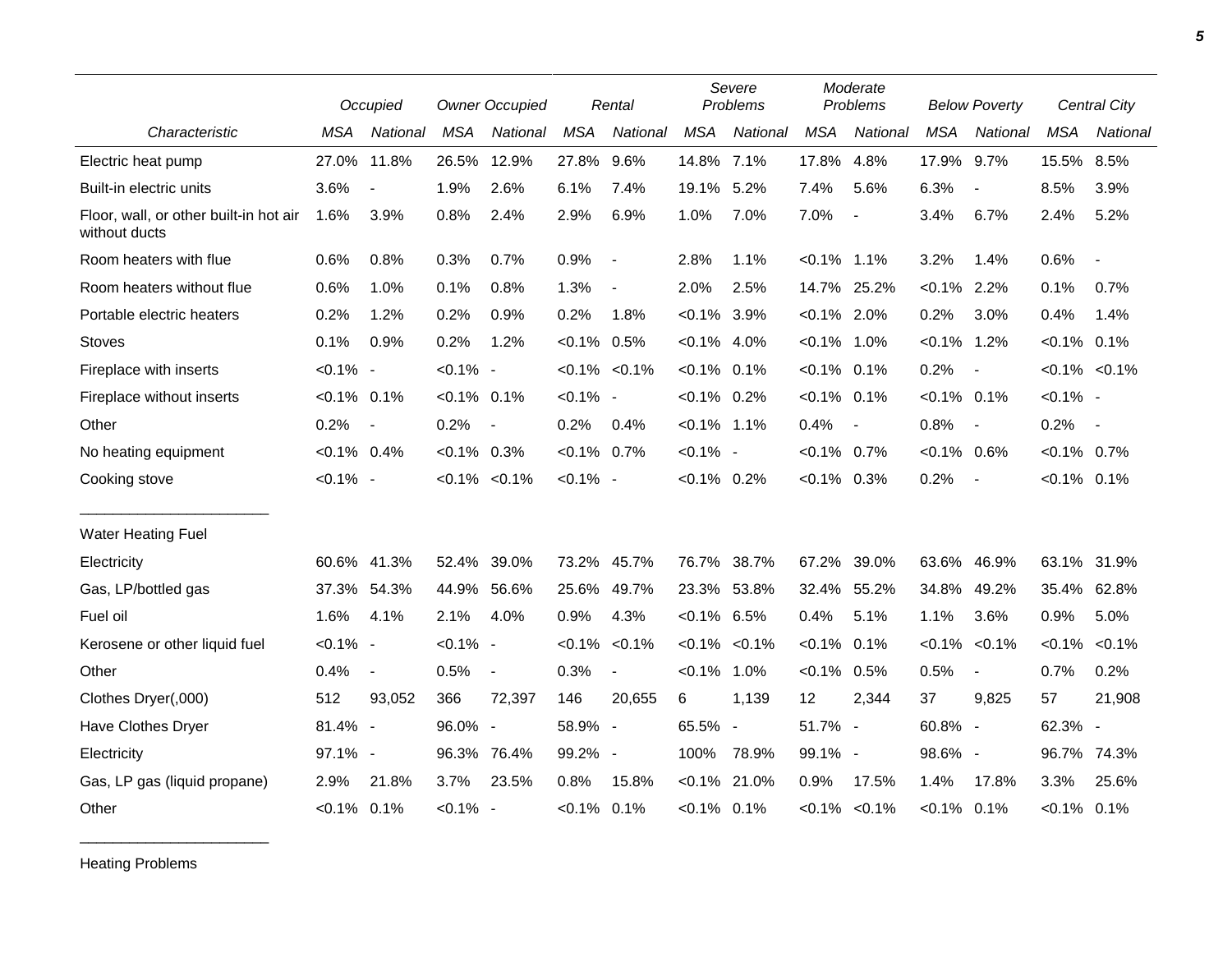| | Occupied | | Owner Occupied | | Rental | | Severe Problems | | Moderate Problems | | Below Poverty | | Central City | |
|---|---|---|---|---|---|---|---|---|---|---|---|---|---|---|
| Characteristic | MSA | National | MSA | National | MSA | National | MSA | National | MSA | National | MSA | National | MSA | National |
| Electric heat pump | 27.0% | 11.8% | 26.5% | 12.9% | 27.8% | 9.6% | 14.8% | 7.1% | 17.8% | 4.8% | 17.9% | 9.7% | 15.5% | 8.5% |
| Built-in electric units | 3.6% | - | 1.9% | 2.6% | 6.1% | 7.4% | 19.1% | 5.2% | 7.4% | 5.6% | 6.3% | - | 8.5% | 3.9% |
| Floor, wall, or other built-in hot air without ducts | 1.6% | 3.9% | 0.8% | 2.4% | 2.9% | 6.9% | 1.0% | 7.0% | 7.0% | - | 3.4% | 6.7% | 2.4% | 5.2% |
| Room heaters with flue | 0.6% | 0.8% | 0.3% | 0.7% | 0.9% | - | 2.8% | 1.1% | <0.1% | 1.1% | 3.2% | 1.4% | 0.6% | - |
| Room heaters without flue | 0.6% | 1.0% | 0.1% | 0.8% | 1.3% | - | 2.0% | 2.5% | 14.7% | 25.2% | <0.1% | 2.2% | 0.1% | 0.7% |
| Portable electric heaters | 0.2% | 1.2% | 0.2% | 0.9% | 0.2% | 1.8% | <0.1% | 3.9% | <0.1% | 2.0% | 0.2% | 3.0% | 0.4% | 1.4% |
| Stoves | 0.1% | 0.9% | 0.2% | 1.2% | <0.1% | 0.5% | <0.1% | 4.0% | <0.1% | 1.0% | <0.1% | 1.2% | <0.1% | 0.1% |
| Fireplace with inserts | <0.1% | - | <0.1% | - | <0.1% | <0.1% | <0.1% | 0.1% | <0.1% | 0.1% | 0.2% | - | <0.1% | <0.1% |
| Fireplace without inserts | <0.1% | 0.1% | <0.1% | 0.1% | <0.1% | - | <0.1% | 0.2% | <0.1% | 0.1% | <0.1% | 0.1% | <0.1% | - |
| Other | 0.2% | - | 0.2% | - | 0.2% | 0.4% | <0.1% | 1.1% | 0.4% | - | 0.8% | - | 0.2% | - |
| No heating equipment | <0.1% | 0.4% | <0.1% | 0.3% | <0.1% | 0.7% | <0.1% | - | <0.1% | 0.7% | <0.1% | 0.6% | <0.1% | 0.7% |
| Cooking stove | <0.1% | - | <0.1% | <0.1% | <0.1% | - | <0.1% | 0.2% | <0.1% | 0.3% | 0.2% | - | <0.1% | 0.1% |
| Water Heating Fuel | | | | | | | | | | | | | | |
| Electricity | 60.6% | 41.3% | 52.4% | 39.0% | 73.2% | 45.7% | 76.7% | 38.7% | 67.2% | 39.0% | 63.6% | 46.9% | 63.1% | 31.9% |
| Gas, LP/bottled gas | 37.3% | 54.3% | 44.9% | 56.6% | 25.6% | 49.7% | 23.3% | 53.8% | 32.4% | 55.2% | 34.8% | 49.2% | 35.4% | 62.8% |
| Fuel oil | 1.6% | 4.1% | 2.1% | 4.0% | 0.9% | 4.3% | <0.1% | 6.5% | 0.4% | 5.1% | 1.1% | 3.6% | 0.9% | 5.0% |
| Kerosene or other liquid fuel | <0.1% | - | <0.1% | - | <0.1% | <0.1% | <0.1% | <0.1% | <0.1% | 0.1% | <0.1% | <0.1% | <0.1% | <0.1% |
| Other | 0.4% | - | 0.5% | - | 0.3% | - | <0.1% | 1.0% | <0.1% | 0.5% | 0.5% | - | 0.7% | 0.2% |
| Clothes Dryer(,000) | 512 | 93,052 | 366 | 72,397 | 146 | 20,655 | 6 | 1,139 | 12 | 2,344 | 37 | 9,825 | 57 | 21,908 |
| Have Clothes Dryer | 81.4% | - | 96.0% | - | 58.9% | - | 65.5% | - | 51.7% | - | 60.8% | - | 62.3% | - |
| Electricity | 97.1% | - | 96.3% | 76.4% | 99.2% | - | 100% | 78.9% | 99.1% | - | 98.6% | - | 96.7% | 74.3% |
| Gas, LP gas (liquid propane) | 2.9% | 21.8% | 3.7% | 23.5% | 0.8% | 15.8% | <0.1% | 21.0% | 0.9% | 17.5% | 1.4% | 17.8% | 3.3% | 25.6% |
| Other | <0.1% | 0.1% | <0.1% | - | <0.1% | 0.1% | <0.1% | 0.1% | <0.1% | <0.1% | <0.1% | 0.1% | <0.1% | 0.1% |

Heating Problems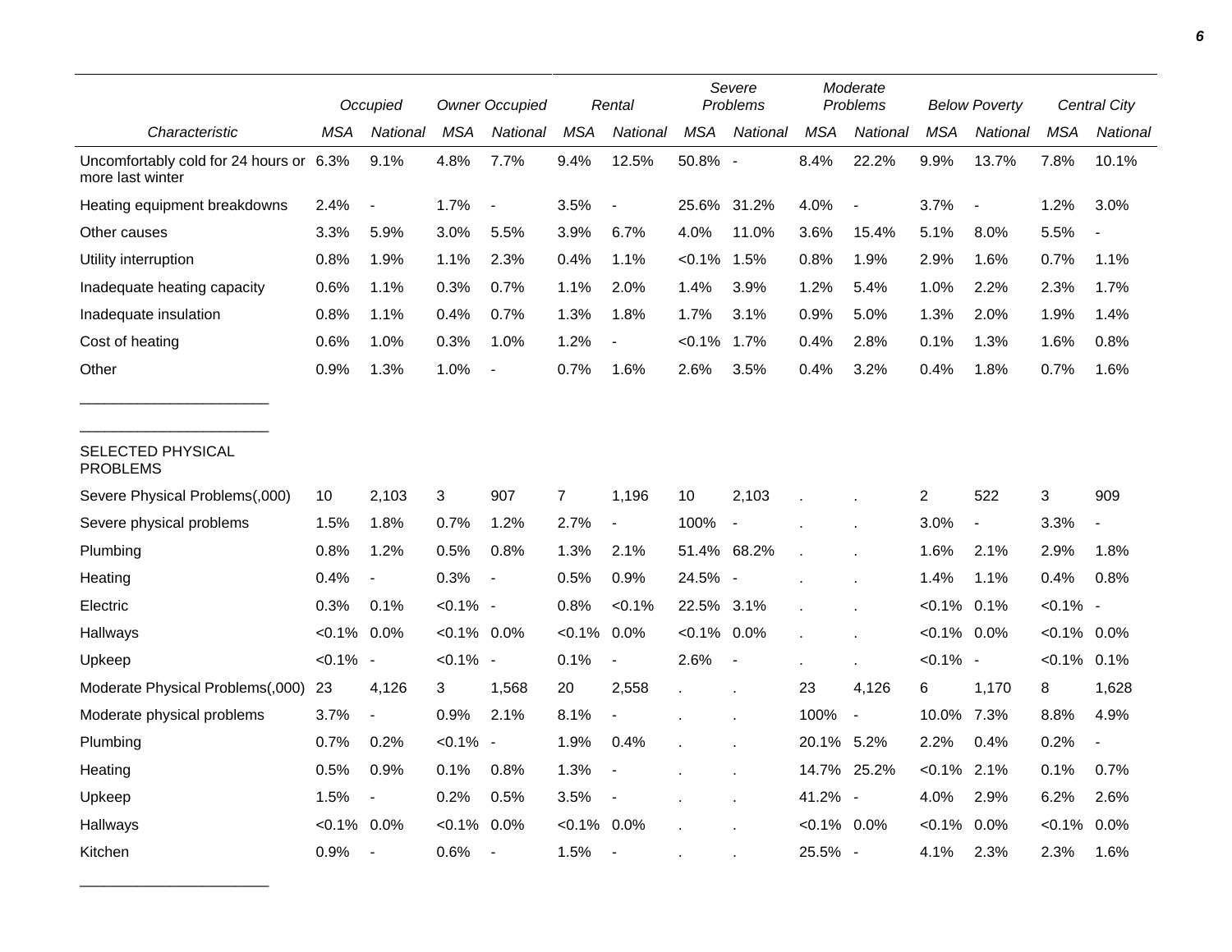| Characteristic | Occupied | | Owner Occupied | | Rental | | Severe Problems | | Moderate Problems | | Below Poverty | | Central City | |
|---|---|---|---|---|---|---|---|---|---|---|---|---|---|---|
| | MSA | National | MSA | National | MSA | National | MSA | National | MSA | National | MSA | National | MSA | National |
| Uncomfortably cold for 24 hours or more last winter | 6.3% | 9.1% | 4.8% | 7.7% | 9.4% | 12.5% | 50.8% | - | 8.4% | 22.2% | 9.9% | 13.7% | 7.8% | 10.1% |
| Heating equipment breakdowns | 2.4% | - | 1.7% | - | 3.5% | - | 25.6% | 31.2% | 4.0% | - | 3.7% | - | 1.2% | 3.0% |
| Other causes | 3.3% | 5.9% | 3.0% | 5.5% | 3.9% | 6.7% | 4.0% | 11.0% | 3.6% | 15.4% | 5.1% | 8.0% | 5.5% | - |
| Utility interruption | 0.8% | 1.9% | 1.1% | 2.3% | 0.4% | 1.1% | <0.1% | 1.5% | 0.8% | 1.9% | 2.9% | 1.6% | 0.7% | 1.1% |
| Inadequate heating capacity | 0.6% | 1.1% | 0.3% | 0.7% | 1.1% | 2.0% | 1.4% | 3.9% | 1.2% | 5.4% | 1.0% | 2.2% | 2.3% | 1.7% |
| Inadequate insulation | 0.8% | 1.1% | 0.4% | 0.7% | 1.3% | 1.8% | 1.7% | 3.1% | 0.9% | 5.0% | 1.3% | 2.0% | 1.9% | 1.4% |
| Cost of heating | 0.6% | 1.0% | 0.3% | 1.0% | 1.2% | - | <0.1% | 1.7% | 0.4% | 2.8% | 0.1% | 1.3% | 1.6% | 0.8% |
| Other | 0.9% | 1.3% | 1.0% | - | 0.7% | 1.6% | 2.6% | 3.5% | 0.4% | 3.2% | 0.4% | 1.8% | 0.7% | 1.6% |
| SELECTED PHYSICAL PROBLEMS | | | | | | | | | | | | | | |
| Severe Physical Problems(,000) | 10 | 2,103 | 3 | 907 | 7 | 1,196 | 10 | 2,103 | . | . | 2 | 522 | 3 | 909 |
| Severe physical problems | 1.5% | 1.8% | 0.7% | 1.2% | 2.7% | - | 100% | - | . | . | 3.0% | - | 3.3% | - |
| Plumbing | 0.8% | 1.2% | 0.5% | 0.8% | 1.3% | 2.1% | 51.4% | 68.2% | . | . | 1.6% | 2.1% | 2.9% | 1.8% |
| Heating | 0.4% | - | 0.3% | - | 0.5% | 0.9% | 24.5% | - | . | . | 1.4% | 1.1% | 0.4% | 0.8% |
| Electric | 0.3% | 0.1% | <0.1% | - | 0.8% | <0.1% | 22.5% | 3.1% | . | . | <0.1% | 0.1% | <0.1% | - |
| Hallways | <0.1% | 0.0% | <0.1% | 0.0% | <0.1% | 0.0% | <0.1% | 0.0% | . | . | <0.1% | 0.0% | <0.1% | 0.0% |
| Upkeep | <0.1% | - | <0.1% | - | 0.1% | - | 2.6% | - | . | . | <0.1% | - | <0.1% | 0.1% |
| Moderate Physical Problems(,000) | 23 | 4,126 | 3 | 1,568 | 20 | 2,558 | . | . | 23 | 4,126 | 6 | 1,170 | 8 | 1,628 |
| Moderate physical problems | 3.7% | - | 0.9% | 2.1% | 8.1% | - | . | . | 100% | - | 10.0% | 7.3% | 8.8% | 4.9% |
| Plumbing | 0.7% | 0.2% | <0.1% | - | 1.9% | 0.4% | . | . | 20.1% | 5.2% | 2.2% | 0.4% | 0.2% | - |
| Heating | 0.5% | 0.9% | 0.1% | 0.8% | 1.3% | - | . | . | 14.7% | 25.2% | <0.1% | 2.1% | 0.1% | 0.7% |
| Upkeep | 1.5% | - | 0.2% | 0.5% | 3.5% | - | . | . | 41.2% | - | 4.0% | 2.9% | 6.2% | 2.6% |
| Hallways | <0.1% | 0.0% | <0.1% | 0.0% | <0.1% | 0.0% | . | . | <0.1% | 0.0% | <0.1% | 0.0% | <0.1% | 0.0% |
| Kitchen | 0.9% | - | 0.6% | - | 1.5% | - | . | . | 25.5% | - | 4.1% | 2.3% | 2.3% | 1.6% |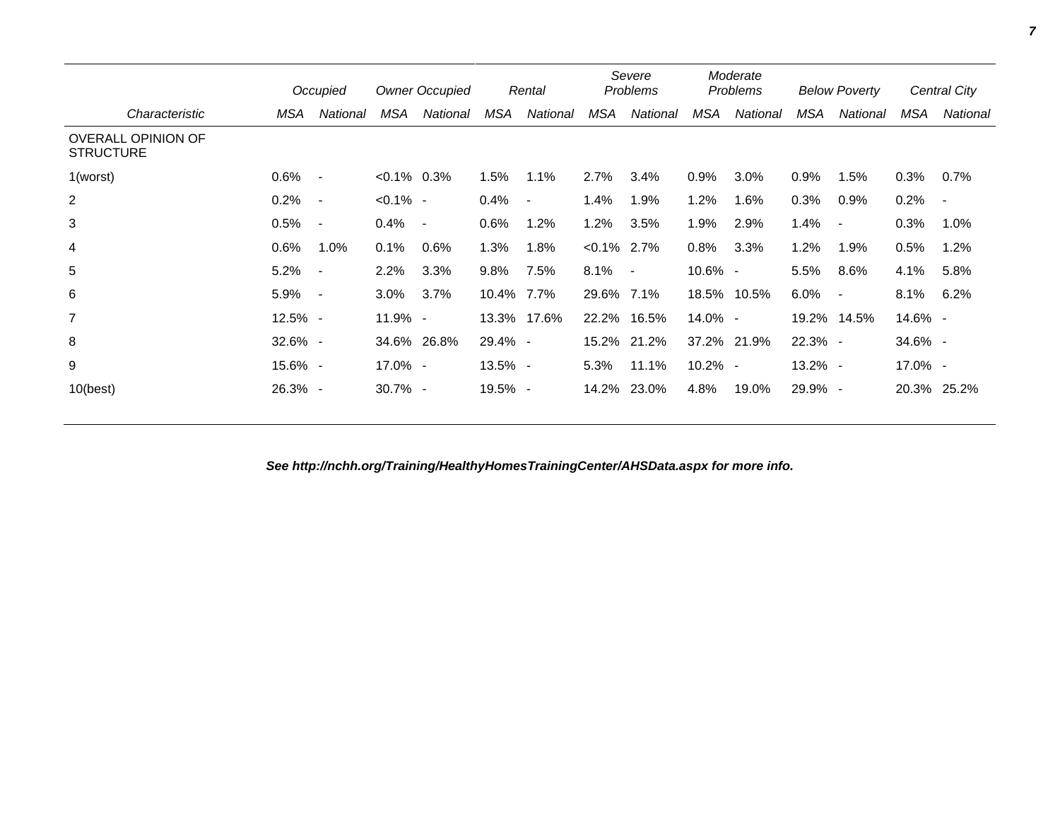| | Occupied | | Owner Occupied | | Rental | | Severe Problems | | Moderate Problems | | Below Poverty | | Central City | |
|---|---|---|---|---|---|---|---|---|---|---|---|---|---|---|
| Characteristic | MSA | National | MSA | National | MSA | National | MSA | National | MSA | National | MSA | National | MSA | National |
| OVERALL OPINION OF STRUCTURE | | | | | | | | | | | | | | |
| 1(worst) | 0.6% | - | <0.1% | 0.3% | 1.5% | 1.1% | 2.7% | 3.4% | 0.9% | 3.0% | 0.9% | 1.5% | 0.3% | 0.7% |
| 2 | 0.2% | - | <0.1% | - | 0.4% | - | 1.4% | 1.9% | 1.2% | 1.6% | 0.3% | 0.9% | 0.2% | - |
| 3 | 0.5% | - | 0.4% | - | 0.6% | 1.2% | 1.2% | 3.5% | 1.9% | 2.9% | 1.4% | - | 0.3% | 1.0% |
| 4 | 0.6% | 1.0% | 0.1% | 0.6% | 1.3% | 1.8% | <0.1% | 2.7% | 0.8% | 3.3% | 1.2% | 1.9% | 0.5% | 1.2% |
| 5 | 5.2% | - | 2.2% | 3.3% | 9.8% | 7.5% | 8.1% | - | 10.6% | - | 5.5% | 8.6% | 4.1% | 5.8% |
| 6 | 5.9% | - | 3.0% | 3.7% | 10.4% | 7.7% | 29.6% | 7.1% | 18.5% | 10.5% | 6.0% | - | 8.1% | 6.2% |
| 7 | 12.5% | - | 11.9% | - | 13.3% | 17.6% | 22.2% | 16.5% | 14.0% | - | 19.2% | 14.5% | 14.6% | - |
| 8 | 32.6% | - | 34.6% | 26.8% | 29.4% | - | 15.2% | 21.2% | 37.2% | 21.9% | 22.3% | - | 34.6% | - |
| 9 | 15.6% | - | 17.0% | - | 13.5% | - | 5.3% | 11.1% | 10.2% | - | 13.2% | - | 17.0% | - |
| 10(best) | 26.3% | - | 30.7% | - | 19.5% | - | 14.2% | 23.0% | 4.8% | 19.0% | 29.9% | - | 20.3% | 25.2% |

***See http://nchh.org/Training/HealthyHomesTrainingCenter/AHSData.aspx for more info.***